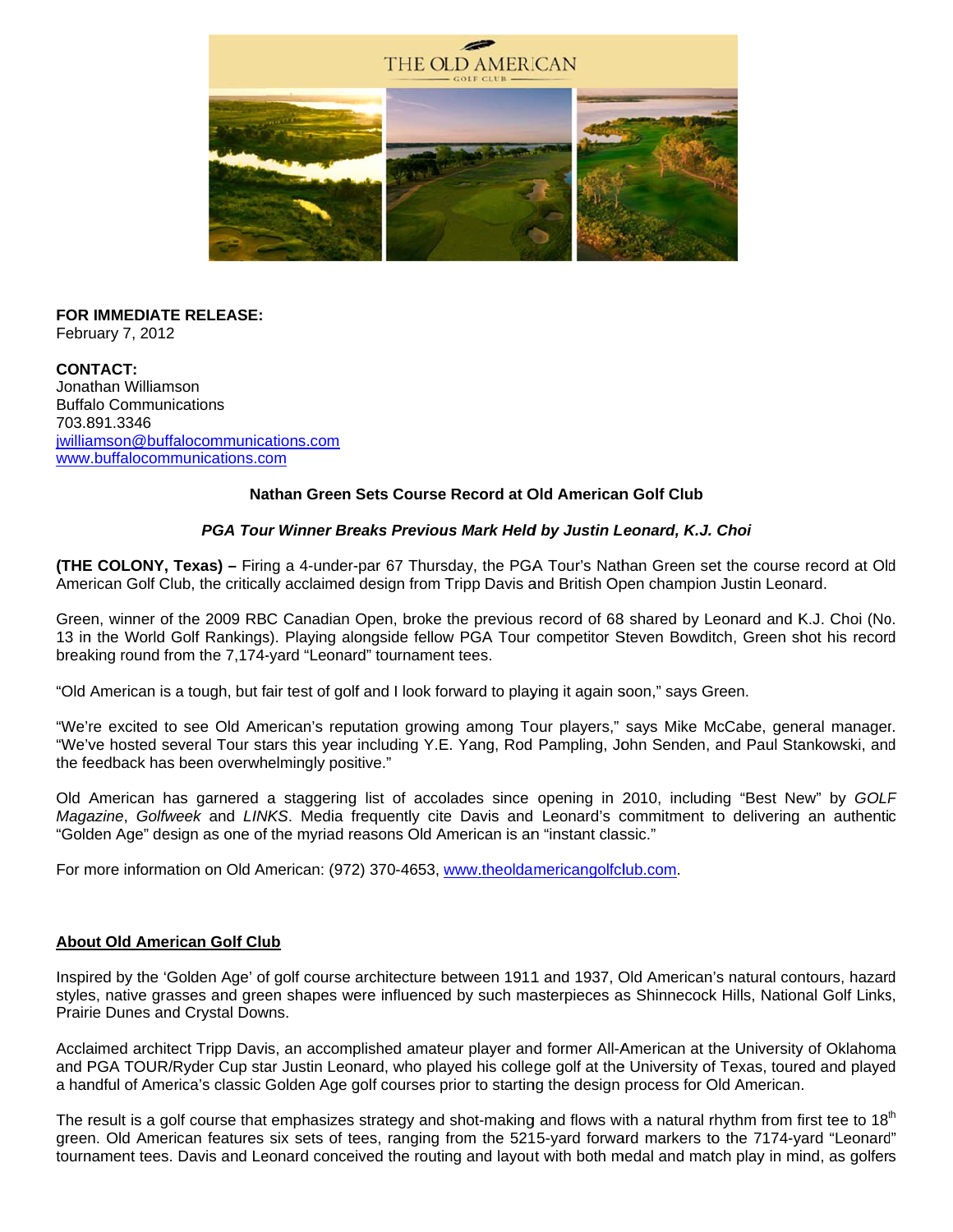THE OLD AMERICAN

GOLF CLUB

**FOR IMMEDIATE RELEASE:**
February 7, 2012

**CONTACT:**
Jonathan Williamson
Buffalo Communications
703.891.3346
jwilliamson@buffalocommunications.com
www.buffalocommunications.com

**Nathan Green Sets Course Record at Old American Golf Club**

***PGA Tour Winner Breaks Previous Mark Held by Justin Leonard, K.J. Choi***

**(THE COLONY, Texas) –** Firing a 4-under-par 67 Thursday, the PGA Tour's Nathan Green set the course record at Old American Golf Club, the critically acclaimed design from Tripp Davis and British Open champion Justin Leonard.

Green, winner of the 2009 RBC Canadian Open, broke the previous record of 68 shared by Leonard and K.J. Choi (No. 13 in the World Golf Rankings). Playing alongside fellow PGA Tour competitor Steven Bowditch, Green shot his record breaking round from the 7,174-yard "Leonard" tournament tees.

"Old American is a tough, but fair test of golf and I look forward to playing it again soon," says Green.

"We're excited to see Old American's reputation growing among Tour players," says Mike McCabe, general manager. "We've hosted several Tour stars this year including Y.E. Yang, Rod Pampling, John Senden, and Paul Stankowski, and the feedback has been overwhelmingly positive."

Old American has garnered a staggering list of accolades since opening in 2010, including "Best New" by *GOLF Magazine*, *Golfweek* and *LINKS*. Media frequently cite Davis and Leonard's commitment to delivering an authentic "Golden Age" design as one of the myriad reasons Old American is an "instant classic."

For more information on Old American: (972) 370-4653, www.theoldamericangolfclub.com.

## About Old American Golf Club

Inspired by the 'Golden Age' of golf course architecture between 1911 and 1937, Old American's natural contours, hazard styles, native grasses and green shapes were influenced by such masterpieces as Shinnecock Hills, National Golf Links, Prairie Dunes and Crystal Downs.

Acclaimed architect Tripp Davis, an accomplished amateur player and former All-American at the University of Oklahoma and PGA TOUR/Ryder Cup star Justin Leonard, who played his college golf at the University of Texas, toured and played a handful of America's classic Golden Age golf courses prior to starting the design process for Old American.

The result is a golf course that emphasizes strategy and shot-making and flows with a natural rhythm from first tee to 18th green. Old American features six sets of tees, ranging from the 5215-yard forward markers to the 7174-yard "Leonard" tournament tees. Davis and Leonard conceived the routing and layout with both medal and match play in mind, as golfers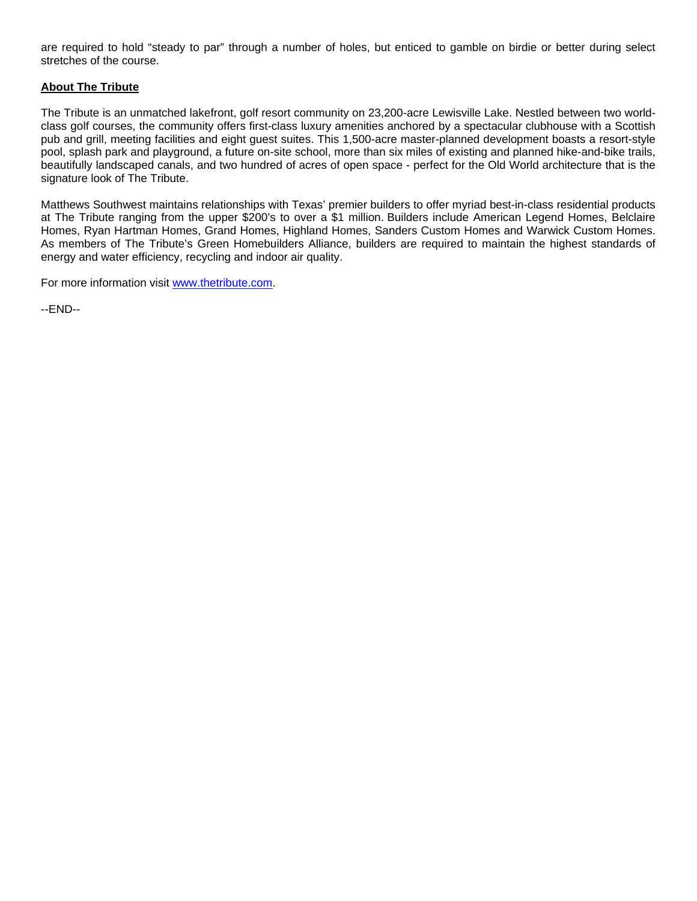are required to hold "steady to par" through a number of holes, but enticed to gamble on birdie or better during select stretches of the course.

**About The Tribute**

The Tribute is an unmatched lakefront, golf resort community on 23,200-acre Lewisville Lake. Nestled between two world-class golf courses, the community offers first-class luxury amenities anchored by a spectacular clubhouse with a Scottish pub and grill, meeting facilities and eight guest suites. This 1,500-acre master-planned development boasts a resort-style pool, splash park and playground, a future on-site school, more than six miles of existing and planned hike-and-bike trails, beautifully landscaped canals, and two hundred of acres of open space - perfect for the Old World architecture that is the signature look of The Tribute.

Matthews Southwest maintains relationships with Texas' premier builders to offer myriad best-in-class residential products at The Tribute ranging from the upper $200's to over a $1 million. Builders include American Legend Homes, Belclaire Homes, Ryan Hartman Homes, Grand Homes, Highland Homes, Sanders Custom Homes and Warwick Custom Homes. As members of The Tribute's Green Homebuilders Alliance, builders are required to maintain the highest standards of energy and water efficiency, recycling and indoor air quality.

For more information visit [www.thetribute.com](http://www.thetribute.com).

--END--